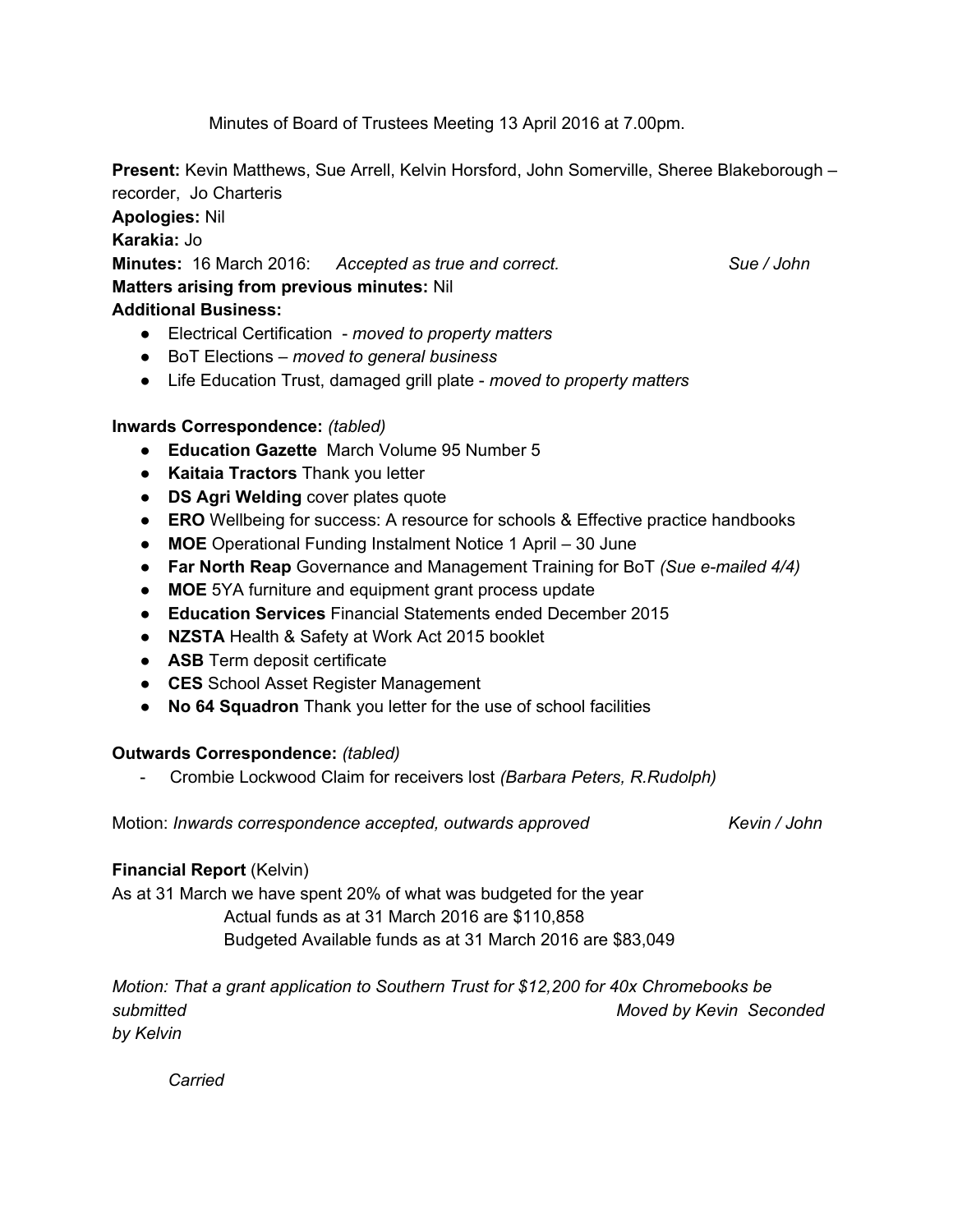Minutes of Board of Trustees Meeting 13 April 2016 at 7.00pm.

**Present:** Kevin Matthews, Sue Arrell, Kelvin Horsford, John Somerville, Sheree Blakeborough – recorder, Jo Charteris

**Apologies:** Nil

**Karakia:** Jo

**Minutes:** 16 March 2016: *Accepted as true and correct.* *Sue / John*

**Matters arising from previous minutes:** Nil

**Additional Business:**

- Electrical Certification - *moved to property matters*
- BoT Elections – *moved to general business*
- Life Education Trust, damaged grill plate - *moved to property matters*

**Inwards Correspondence:** *(tabled)*

- **Education Gazette** March Volume 95 Number 5
- **Kaitaia Tractors** Thank you letter
- **DS Agri Welding** cover plates quote
- **ERO** Wellbeing for success: A resource for schools & Effective practice handbooks
- **MOE** Operational Funding Instalment Notice 1 April – 30 June
- **Far North Reap** Governance and Management Training for BoT *(Sue e-mailed 4/4)*
- **MOE** 5YA furniture and equipment grant process update
- **Education Services** Financial Statements ended December 2015
- **NZSTA** Health & Safety at Work Act 2015 booklet
- **ASB** Term deposit certificate
- **CES** School Asset Register Management
- **No 64 Squadron** Thank you letter for the use of school facilities

**Outwards Correspondence:** *(tabled)*

- Crombie Lockwood Claim for receivers lost *(Barbara Peters, R.Rudolph)*

Motion: *Inwards correspondence accepted, outwards approved* *Kevin / John*

**Financial Report** (Kelvin)

As at 31 March we have spent 20% of what was budgeted for the year

Actual funds as at 31 March 2016 are $110,858

Budgeted Available funds as at 31 March 2016 are $83,049

*Motion: That a grant application to Southern Trust for $12,200 for 40x Chromebooks be submitted* *Moved by Kevin Seconded by Kelvin*

*Carried*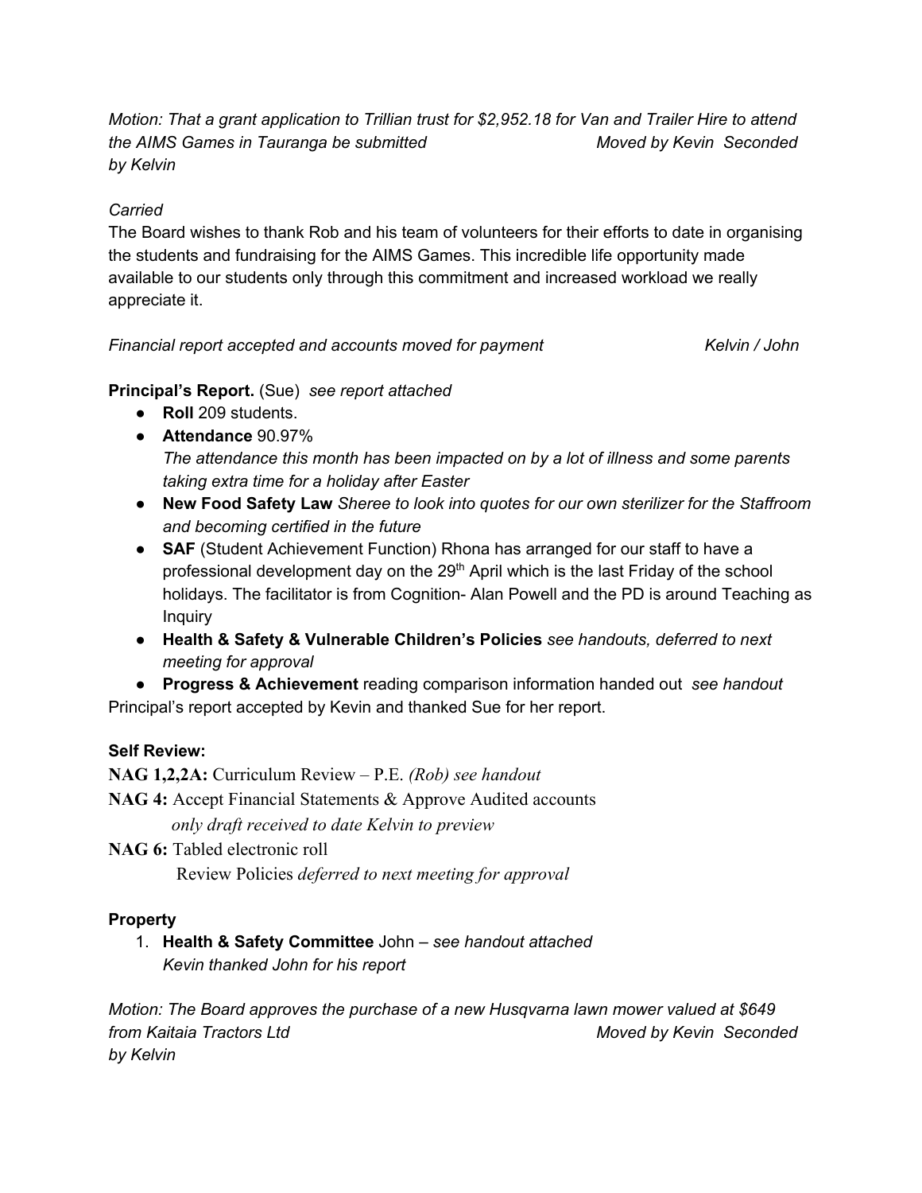*Motion: That a grant application to Trillian trust for $2,952.18 for Van and Trailer Hire to attend the AIMS Games in Tauranga be submitted Moved by Kevin Seconded by Kelvin*

*Carried*

The Board wishes to thank Rob and his team of volunteers for their efforts to date in organising the students and fundraising for the AIMS Games. This incredible life opportunity made available to our students only through this commitment and increased workload we really appreciate it.

*Financial report accepted and accounts moved for payment Kelvin / John*

**Principal's Report.** (Sue) *see report attached*

- **Roll** 209 students.
- **Attendance** 90.97%
  *The attendance this month has been impacted on by a lot of illness and some parents taking extra time for a holiday after Easter*
- **New Food Safety Law** *Sheree to look into quotes for our own sterilizer for the Staffroom and becoming certified in the future*
- **SAF** (Student Achievement Function) Rhona has arranged for our staff to have a professional development day on the 29th April which is the last Friday of the school holidays. The facilitator is from Cognition- Alan Powell and the PD is around Teaching as Inquiry
- **Health & Safety & Vulnerable Children's Policies** *see handouts, deferred to next meeting for approval*
- **Progress & Achievement** reading comparison information handed out *see handout*

Principal's report accepted by Kevin and thanked Sue for her report.

**Self Review:**

**NAG 1,2,2A:** Curriculum Review – P.E. *(Rob) see handout*

**NAG 4:** Accept Financial Statements & Approve Audited accounts
*only draft received to date Kelvin to preview*

**NAG 6:** Tabled electronic roll
Review Policies *deferred to next meeting for approval*

**Property**

1. **Health & Safety Committee** John – *see handout attached*
   *Kevin thanked John for his report*

*Motion: The Board approves the purchase of a new Husqvarna lawn mower valued at $649 from Kaitaia Tractors Ltd Moved by Kevin Seconded by Kelvin*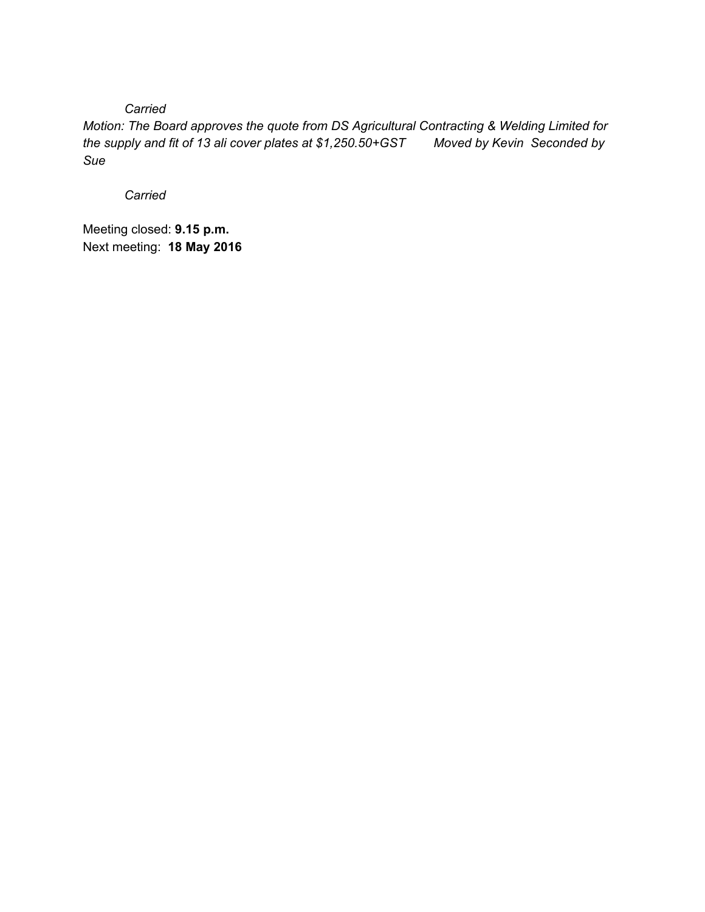*Carried*

*Motion: The Board approves the quote from DS Agricultural Contracting & Welding Limited for the supply and fit of 13 ali cover plates at $1,250.50+GST Moved by Kevin Seconded by Sue*

*Carried*

Meeting closed: **9.15 p.m.**
Next meeting: **18 May 2016**